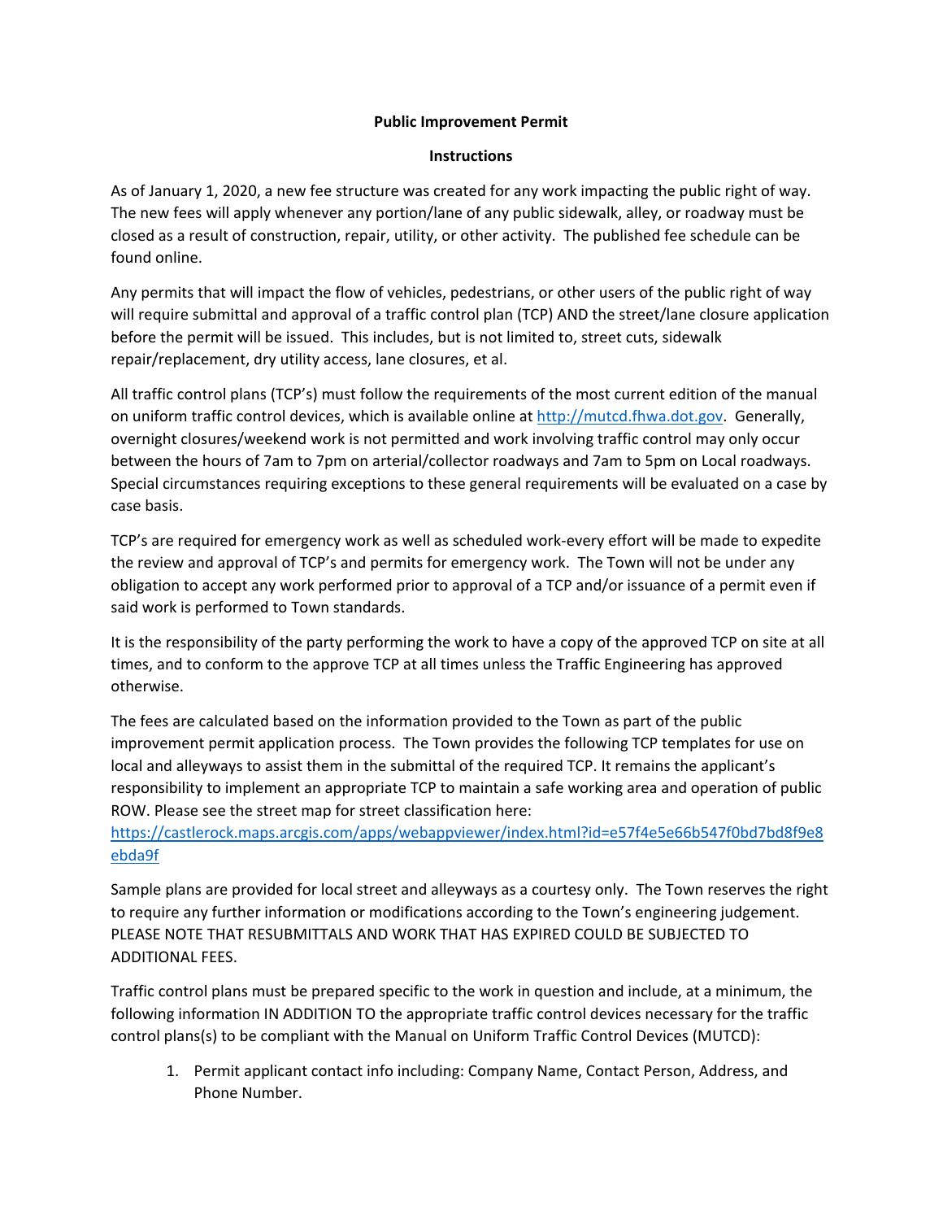**Public Improvement Permit**

**Instructions**

As of January 1, 2020, a new fee structure was created for any work impacting the public right of way. The new fees will apply whenever any portion/lane of any public sidewalk, alley, or roadway must be closed as a result of construction, repair, utility, or other activity. The published fee schedule can be found online.

Any permits that will impact the flow of vehicles, pedestrians, or other users of the public right of way will require submittal and approval of a traffic control plan (TCP) AND the street/lane closure application before the permit will be issued. This includes, but is not limited to, street cuts, sidewalk repair/replacement, dry utility access, lane closures, et al.

All traffic control plans (TCP's) must follow the requirements of the most current edition of the manual on uniform traffic control devices, which is available online at [http://mutcd.fhwa.dot.gov](http://mutcd.fhwa.dot.gov). Generally, overnight closures/weekend work is not permitted and work involving traffic control may only occur between the hours of 7am to 7pm on arterial/collector roadways and 7am to 5pm on Local roadways. Special circumstances requiring exceptions to these general requirements will be evaluated on a case by case basis.

TCP's are required for emergency work as well as scheduled work-every effort will be made to expedite the review and approval of TCP's and permits for emergency work. The Town will not be under any obligation to accept any work performed prior to approval of a TCP and/or issuance of a permit even if said work is performed to Town standards.

It is the responsibility of the party performing the work to have a copy of the approved TCP on site at all times, and to conform to the approve TCP at all times unless the Traffic Engineering has approved otherwise.

The fees are calculated based on the information provided to the Town as part of the public improvement permit application process. The Town provides the following TCP templates for use on local and alleyways to assist them in the submittal of the required TCP. It remains the applicant's responsibility to implement an appropriate TCP to maintain a safe working area and operation of public ROW. Please see the street map for street classification here: [https://castlerock.maps.arcgis.com/apps/webappviewer/index.html?id=e57f4e5e66b547f0bd7bd8f9e8ebda9f](https://castlerock.maps.arcgis.com/apps/webappviewer/index.html?id=e57f4e5e66b547f0bd7bd8f9e8ebda9f)

Sample plans are provided for local street and alleyways as a courtesy only. The Town reserves the right to require any further information or modifications according to the Town's engineering judgement. PLEASE NOTE THAT RESUBMITTALS AND WORK THAT HAS EXPIRED COULD BE SUBJECTED TO ADDITIONAL FEES.

Traffic control plans must be prepared specific to the work in question and include, at a minimum, the following information IN ADDITION TO the appropriate traffic control devices necessary for the traffic control plans(s) to be compliant with the Manual on Uniform Traffic Control Devices (MUTCD):

1. Permit applicant contact info including: Company Name, Contact Person, Address, and Phone Number.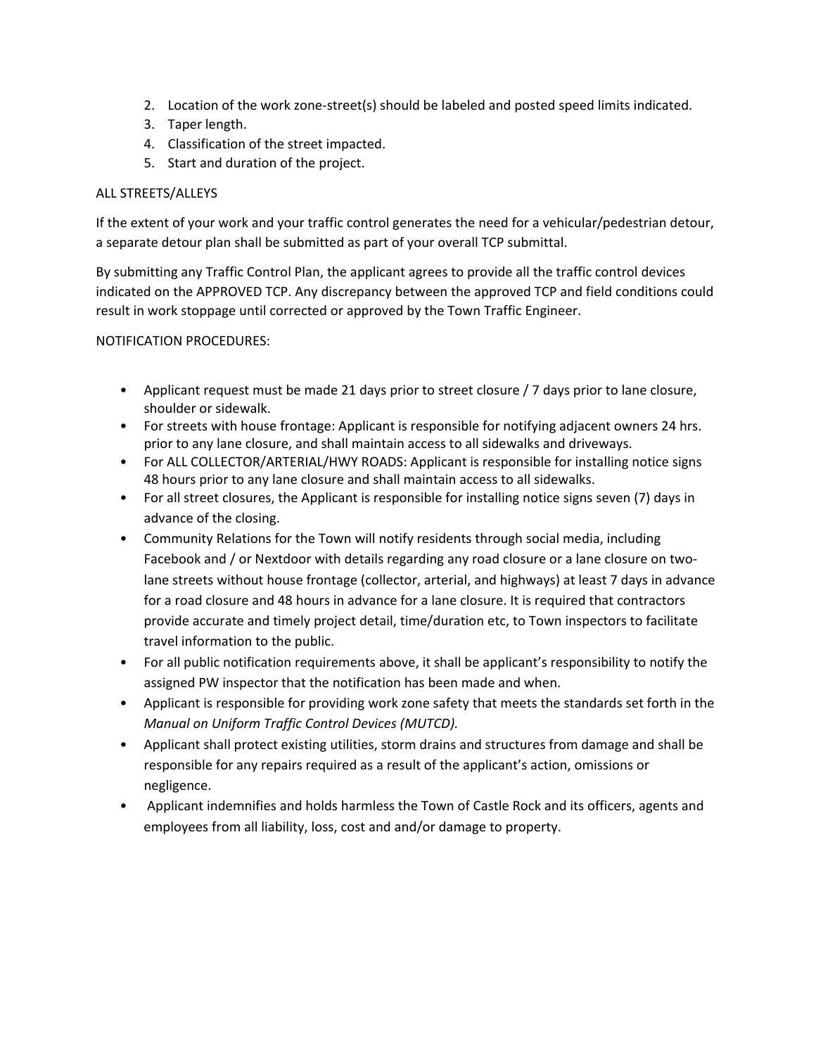2. Location of the work zone-street(s) should be labeled and posted speed limits indicated.
3. Taper length.
4. Classification of the street impacted.
5. Start and duration of the project.

ALL STREETS/ALLEYS

If the extent of your work and your traffic control generates the need for a vehicular/pedestrian detour, a separate detour plan shall be submitted as part of your overall TCP submittal.

By submitting any Traffic Control Plan, the applicant agrees to provide all the traffic control devices indicated on the APPROVED TCP. Any discrepancy between the approved TCP and field conditions could result in work stoppage until corrected or approved by the Town Traffic Engineer.

NOTIFICATION PROCEDURES:

- Applicant request must be made 21 days prior to street closure / 7 days prior to lane closure, shoulder or sidewalk.
- For streets with house frontage: Applicant is responsible for notifying adjacent owners 24 hrs. prior to any lane closure, and shall maintain access to all sidewalks and driveways.
- For ALL COLLECTOR/ARTERIAL/HWY ROADS: Applicant is responsible for installing notice signs 48 hours prior to any lane closure and shall maintain access to all sidewalks.
- For all street closures, the Applicant is responsible for installing notice signs seven (7) days in advance of the closing.
- Community Relations for the Town will notify residents through social media, including Facebook and / or Nextdoor with details regarding any road closure or a lane closure on two-lane streets without house frontage (collector, arterial, and highways) at least 7 days in advance for a road closure and 48 hours in advance for a lane closure. It is required that contractors provide accurate and timely project detail, time/duration etc, to Town inspectors to facilitate travel information to the public.
- For all public notification requirements above, it shall be applicant's responsibility to notify the assigned PW inspector that the notification has been made and when.
- Applicant is responsible for providing work zone safety that meets the standards set forth in the *Manual on Uniform Traffic Control Devices (MUTCD).*
- Applicant shall protect existing utilities, storm drains and structures from damage and shall be responsible for any repairs required as a result of the applicant's action, omissions or negligence.
- Applicant indemnifies and holds harmless the Town of Castle Rock and its officers, agents and employees from all liability, loss, cost and and/or damage to property.